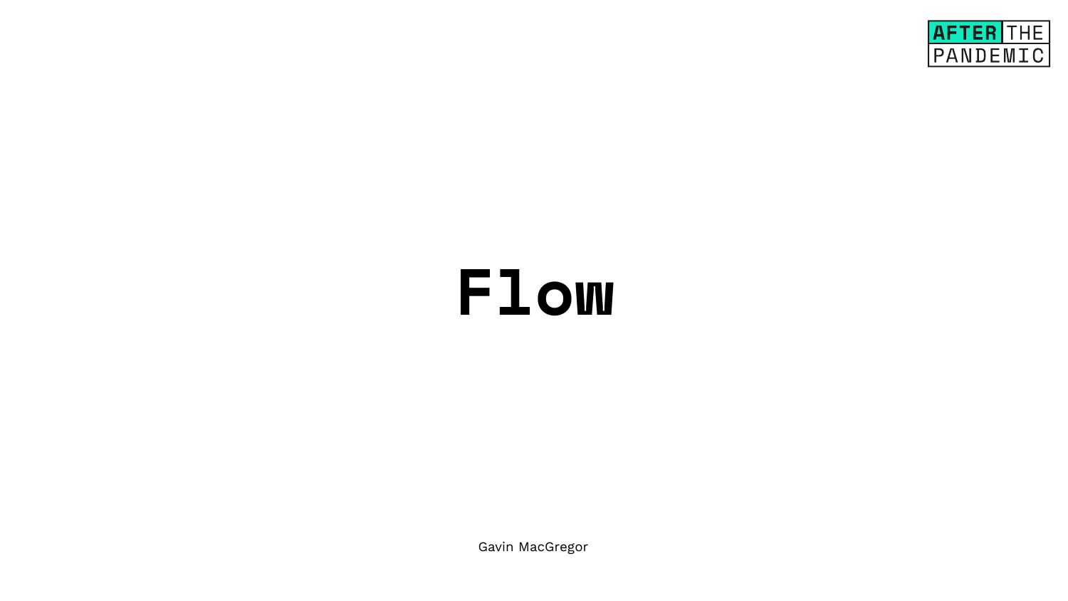AFTER THE PANDEMIC

# Flow

Gavin MacGregor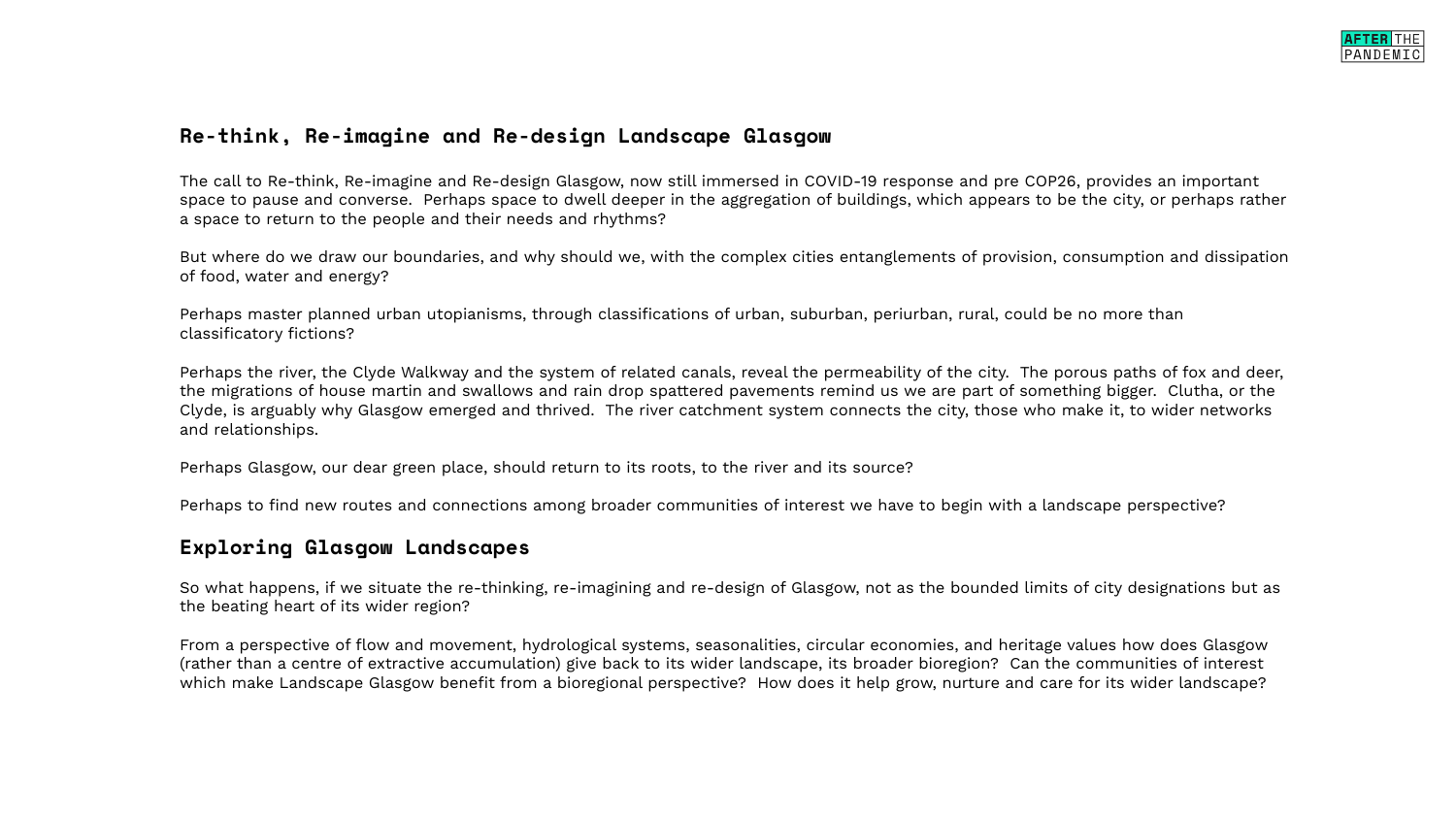## Re-think, Re-imagine and Re-design Landscape Glasgow

The call to Re-think, Re-imagine and Re-design Glasgow, now still immersed in COVID-19 response and pre COP26, provides an important space to pause and converse. Perhaps space to dwell deeper in the aggregation of buildings, which appears to be the city, or perhaps rather a space to return to the people and their needs and rhythms?

But where do we draw our boundaries, and why should we, with the complex cities entanglements of provision, consumption and dissipation of food, water and energy?

Perhaps master planned urban utopianisms, through classifications of urban, suburban, periurban, rural, could be no more than classificatory fictions?

Perhaps the river, the Clyde Walkway and the system of related canals, reveal the permeability of the city. The porous paths of fox and deer, the migrations of house martin and swallows and rain drop spattered pavements remind us we are part of something bigger. Clutha, or the Clyde, is arguably why Glasgow emerged and thrived. The river catchment system connects the city, those who make it, to wider networks and relationships.

Perhaps Glasgow, our dear green place, should return to its roots, to the river and its source?

Perhaps to find new routes and connections among broader communities of interest we have to begin with a landscape perspective?

## Exploring Glasgow Landscapes

So what happens, if we situate the re-thinking, re-imagining and re-design of Glasgow, not as the bounded limits of city designations but as the beating heart of its wider region?

From a perspective of flow and movement, hydrological systems, seasonalities, circular economies, and heritage values how does Glasgow (rather than a centre of extractive accumulation) give back to its wider landscape, its broader bioregion? Can the communities of interest which make Landscape Glasgow benefit from a bioregional perspective? How does it help grow, nurture and care for its wider landscape?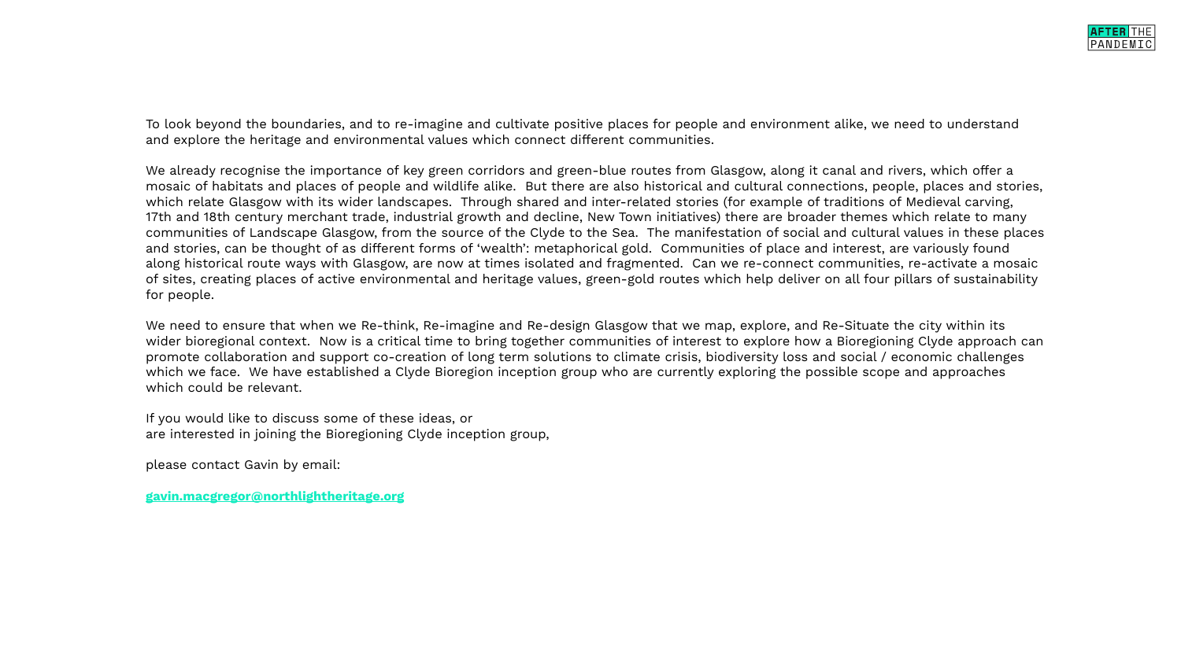To look beyond the boundaries, and to re-imagine and cultivate positive places for people and environment alike, we need to understand and explore the heritage and environmental values which connect different communities.

We already recognise the importance of key green corridors and green-blue routes from Glasgow, along it canal and rivers, which offer a mosaic of habitats and places of people and wildlife alike. But there are also historical and cultural connections, people, places and stories, which relate Glasgow with its wider landscapes. Through shared and inter-related stories (for example of traditions of Medieval carving, 17th and 18th century merchant trade, industrial growth and decline, New Town initiatives) there are broader themes which relate to many communities of Landscape Glasgow, from the source of the Clyde to the Sea. The manifestation of social and cultural values in these places and stories, can be thought of as different forms of 'wealth': metaphorical gold. Communities of place and interest, are variously found along historical route ways with Glasgow, are now at times isolated and fragmented. Can we re-connect communities, re-activate a mosaic of sites, creating places of active environmental and heritage values, green-gold routes which help deliver on all four pillars of sustainability for people.

We need to ensure that when we Re-think, Re-imagine and Re-design Glasgow that we map, explore, and Re-Situate the city within its wider bioregional context. Now is a critical time to bring together communities of interest to explore how a Bioregioning Clyde approach can promote collaboration and support co-creation of long term solutions to climate crisis, biodiversity loss and social / economic challenges which we face. We have established a Clyde Bioregion inception group who are currently exploring the possible scope and approaches which could be relevant.

If you would like to discuss some of these ideas, or
are interested in joining the Bioregioning Clyde inception group,

please contact Gavin by email:

**gavin.macgregor@northlightheritage.org**